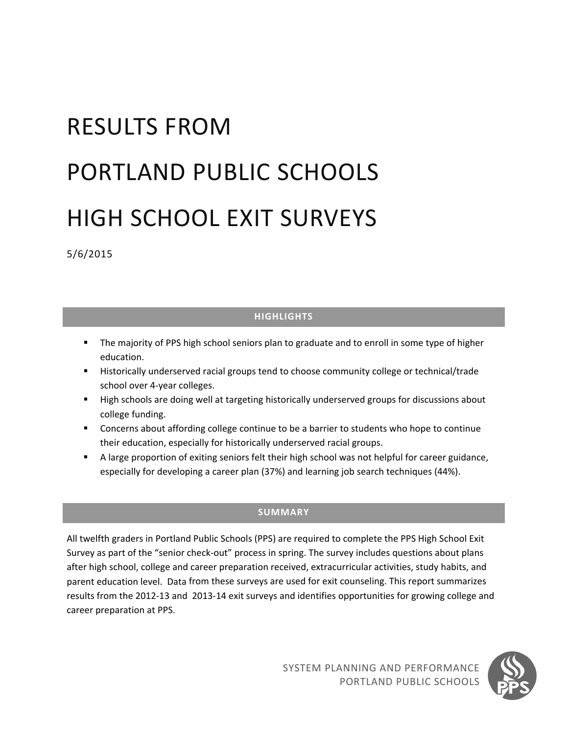# RESULTS FROM PORTLAND PUBLIC SCHOOLS HIGH SCHOOL EXIT SURVEYS

5/6/2015

## HIGHLIGHTS

- The majority of PPS high school seniors plan to graduate and to enroll in some type of higher education.
- Historically underserved racial groups tend to choose community college or technical/trade school over 4-year colleges.
- High schools are doing well at targeting historically underserved groups for discussions about college funding.
- Concerns about affording college continue to be a barrier to students who hope to continue their education, especially for historically underserved racial groups.
- A large proportion of exiting seniors felt their high school was not helpful for career guidance, especially for developing a career plan (37%) and learning job search techniques (44%).

## SUMMARY

All twelfth graders in Portland Public Schools (PPS) are required to complete the PPS High School Exit Survey as part of the "senior check-out" process in spring. The survey includes questions about plans after high school, college and career preparation received, extracurricular activities, study habits, and parent education level. Data from these surveys are used for exit counseling. This report summarizes results from the 2012-13 and 2013-14 exit surveys and identifies opportunities for growing college and career preparation at PPS.

SYSTEM PLANNING AND PERFORMANCE
PORTLAND PUBLIC SCHOOLS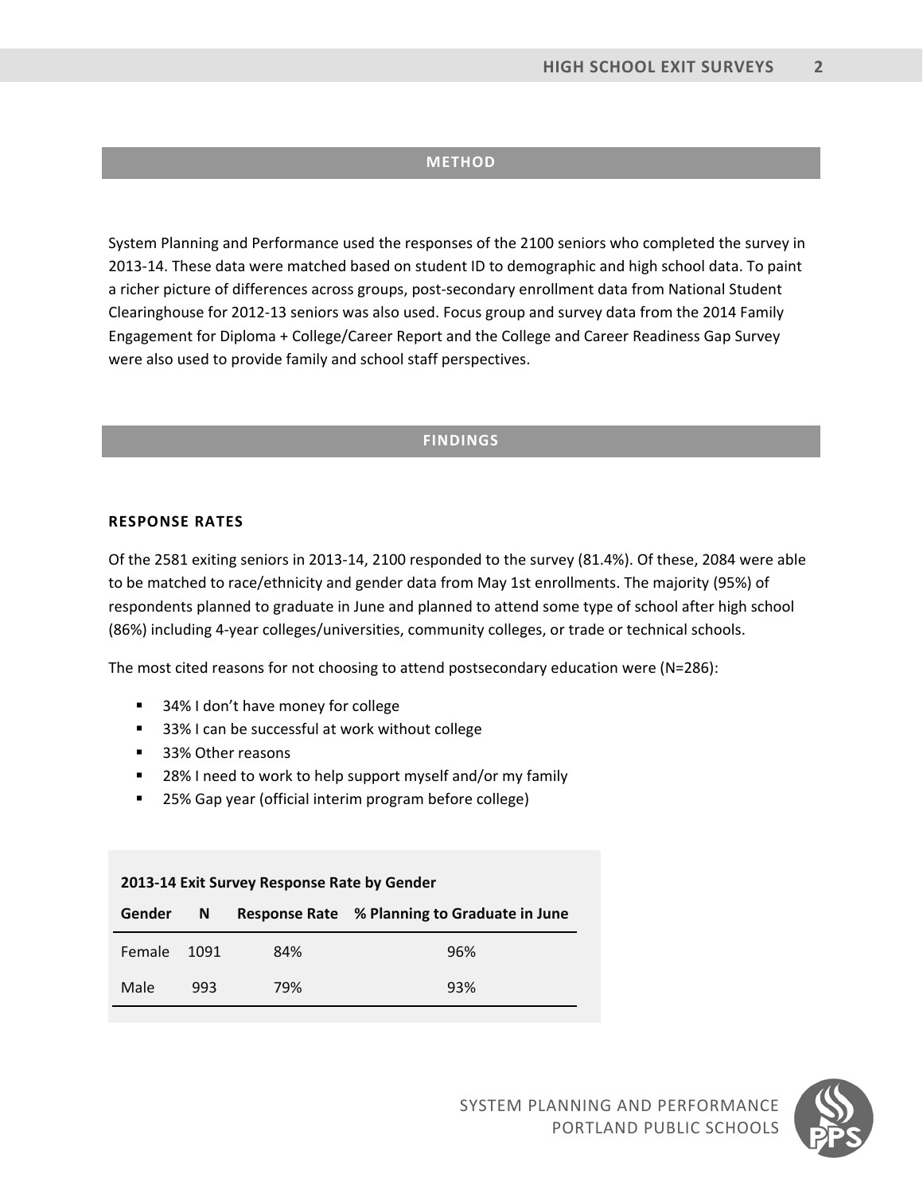## METHOD

System Planning and Performance used the responses of the 2100 seniors who completed the survey in 2013-14. These data were matched based on student ID to demographic and high school data. To paint a richer picture of differences across groups, post-secondary enrollment data from National Student Clearinghouse for 2012-13 seniors was also used. Focus group and survey data from the 2014 Family Engagement for Diploma + College/Career Report and the College and Career Readiness Gap Survey were also used to provide family and school staff perspectives.

## FINDINGS

### RESPONSE RATES

Of the 2581 exiting seniors in 2013-14, 2100 responded to the survey (81.4%). Of these, 2084 were able to be matched to race/ethnicity and gender data from May 1st enrollments. The majority (95%) of respondents planned to graduate in June and planned to attend some type of school after high school (86%) including 4-year colleges/universities, community colleges, or trade or technical schools.

The most cited reasons for not choosing to attend postsecondary education were (N=286):

- 34% I don't have money for college
- 33% I can be successful at work without college
- 33% Other reasons
- 28% I need to work to help support myself and/or my family
- 25% Gap year (official interim program before college)

**2013-14 Exit Survey Response Rate by Gender**

| Gender | N | Response Rate | % Planning to Graduate in June |
|---|---|---|---|
| Female | 1091 | 84% | 96% |
| Male | 993 | 79% | 93% |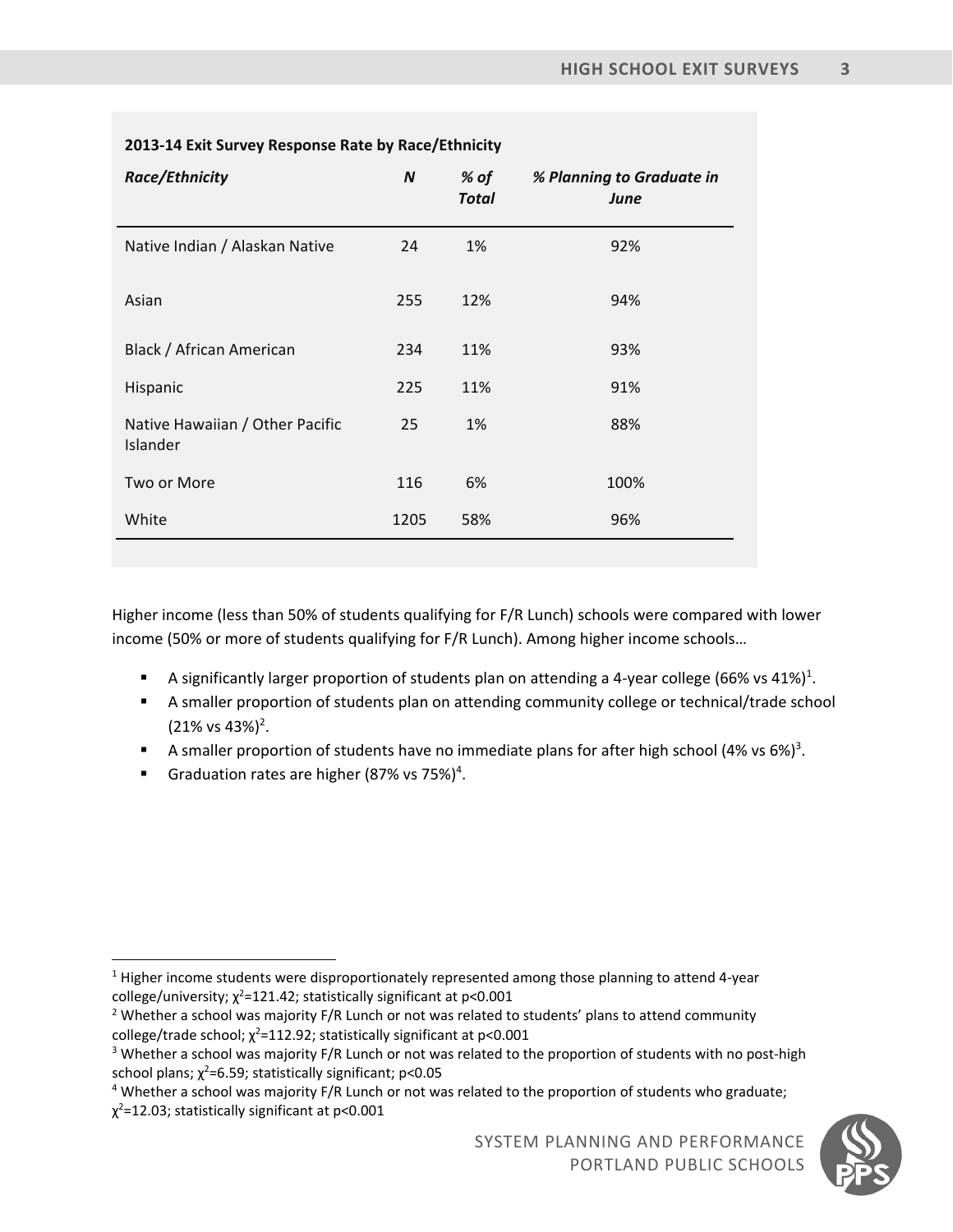**2013-14 Exit Survey Response Rate by Race/Ethnicity**

| *Race/Ethnicity* | *N* | *% of Total* | *% Planning to Graduate in June* |
|---|---|---|---|
| Native Indian / Alaskan Native | 24 | 1% | 92% |
| Asian | 255 | 12% | 94% |
| Black / African American | 234 | 11% | 93% |
| Hispanic | 225 | 11% | 91% |
| Native Hawaiian / Other Pacific Islander | 25 | 1% | 88% |
| Two or More | 116 | 6% | 100% |
| White | 1205 | 58% | 96% |

Higher income (less than 50% of students qualifying for F/R Lunch) schools were compared with lower income (50% or more of students qualifying for F/R Lunch). Among higher income schools…

- A significantly larger proportion of students plan on attending a 4-year college (66% vs 41%)[1].
- A smaller proportion of students plan on attending community college or technical/trade school (21% vs 43%)[2].
- A smaller proportion of students have no immediate plans for after high school (4% vs 6%)[3].
- Graduation rates are higher (87% vs 75%)[4].

---

[1] Higher income students were disproportionately represented among those planning to attend 4-year college/university; $\chi^2$=121.42; statistically significant at $p<0.001$

[2] Whether a school was majority F/R Lunch or not was related to students' plans to attend community college/trade school; $\chi^2$=112.92; statistically significant at $p<0.001$

[3] Whether a school was majority F/R Lunch or not was related to the proportion of students with no post-high school plans; $\chi^2$=6.59; statistically significant; $p<0.05$

[4] Whether a school was majority F/R Lunch or not was related to the proportion of students who graduate; $\chi^2$=12.03; statistically significant at $p<0.001$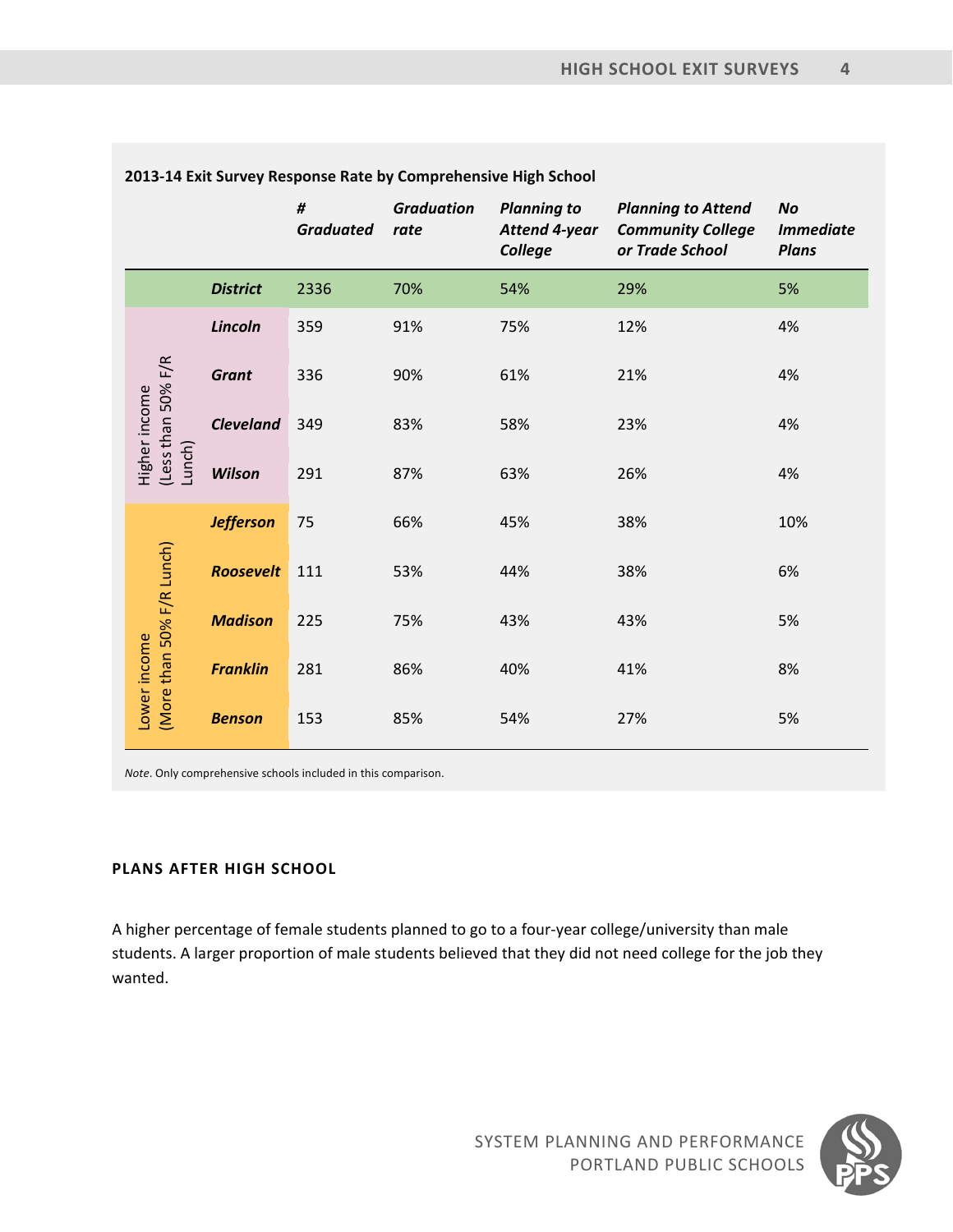**2013-14 Exit Survey Response Rate by Comprehensive High School**

| | | # Graduated | Graduation rate | Planning to Attend 4-year College | Planning to Attend Community College or Trade School | No Immediate Plans |
|---|---|---|---|---|---|---|
| | ***District*** | 2336 | 70% | 54% | 29% | 5% |
| Higher income (Less than 50% F/R Lunch) | ***Lincoln*** | 359 | 91% | 75% | 12% | 4% |
| | ***Grant*** | 336 | 90% | 61% | 21% | 4% |
| | ***Cleveland*** | 349 | 83% | 58% | 23% | 4% |
| | ***Wilson*** | 291 | 87% | 63% | 26% | 4% |
| Lower income (More than 50% F/R Lunch) | ***Jefferson*** | 75 | 66% | 45% | 38% | 10% |
| | ***Roosevelt*** | 111 | 53% | 44% | 38% | 6% |
| | ***Madison*** | 225 | 75% | 43% | 43% | 5% |
| | ***Franklin*** | 281 | 86% | 40% | 41% | 8% |
| | ***Benson*** | 153 | 85% | 54% | 27% | 5% |

*Note*. Only comprehensive schools included in this comparison.

## PLANS AFTER HIGH SCHOOL

A higher percentage of female students planned to go to a four-year college/university than male students. A larger proportion of male students believed that they did not need college for the job they wanted.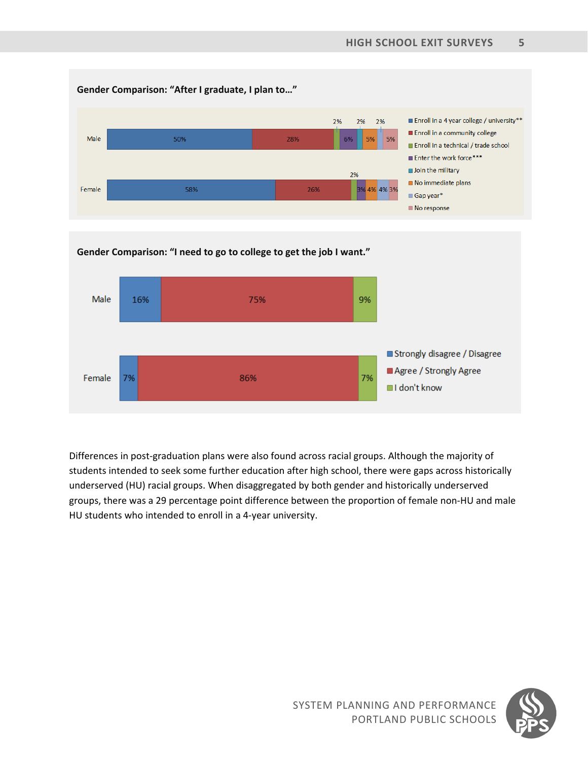**Gender Comparison: "After I graduate, I plan to…"**

Male
50%
28%
2%
6%
2%
5%
2%
5%

Female
58%
26%
2%
3%
4%
4%
3%

Enroll in a 4 year college / university**
Enroll in a community college
Enroll in a technical / trade school
Enter the work force***
Join the military
No immediate plans
Gap year*
No response

**Gender Comparison: "I need to go to college to get the job I want."**

Male
16%
75%
9%

Female
7%
86%
7%

Strongly disagree / Disagree
Agree / Strongly Agree
I don't know

Differences in post-graduation plans were also found across racial groups. Although the majority of students intended to seek some further education after high school, there were gaps across historically underserved (HU) racial groups. When disaggregated by both gender and historically underserved groups, there was a 29 percentage point difference between the proportion of female non-HU and male HU students who intended to enroll in a 4-year university.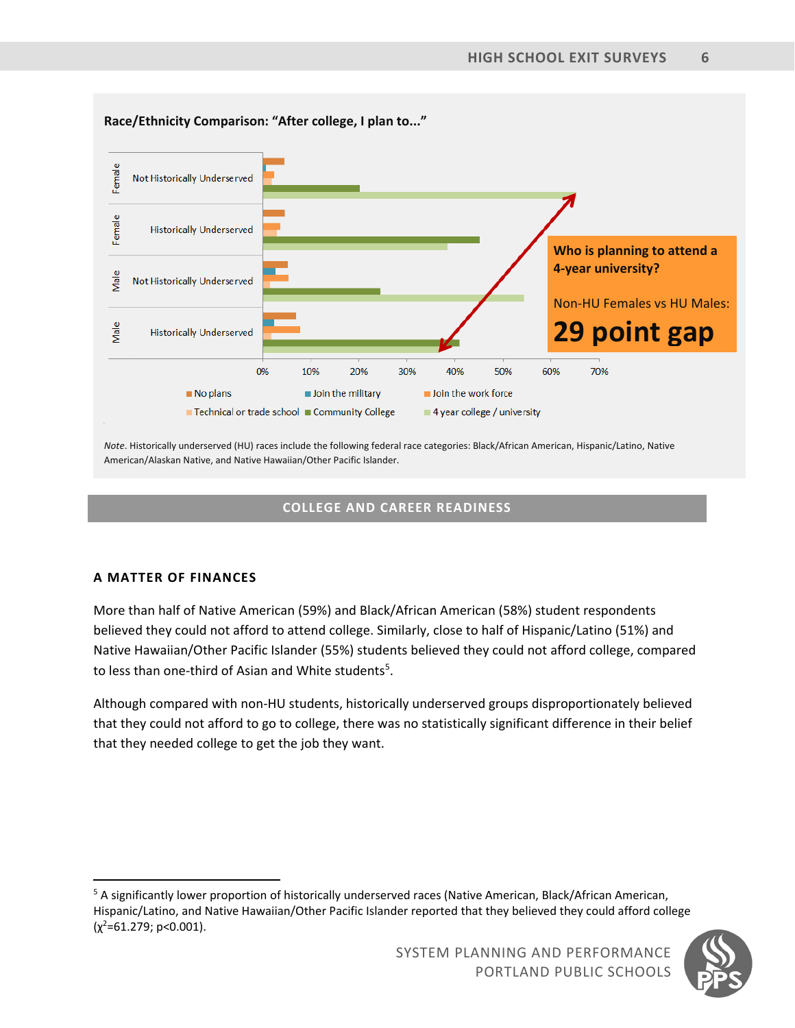**Race/Ethnicity Comparison: "After college, I plan to..."**

Female — Not Historically Underserved

Female — Historically Underserved

Male — Not Historically Underserved

Male — Historically Underserved

0% 10% 20% 30% 40% 50% 60% 70%

No plans | Join the military | Join the work force | Technical or trade school | Community College | 4 year college / university

**Who is planning to attend a 4-year university?**

Non-HU Females vs HU Males:

**29 point gap**

*Note*. Historically underserved (HU) races include the following federal race categories: Black/African American, Hispanic/Latino, Native American/Alaskan Native, and Native Hawaiian/Other Pacific Islander.

## COLLEGE AND CAREER READINESS

### A MATTER OF FINANCES

More than half of Native American (59%) and Black/African American (58%) student respondents believed they could not afford to attend college. Similarly, close to half of Hispanic/Latino (51%) and Native Hawaiian/Other Pacific Islander (55%) students believed they could not afford college, compared to less than one-third of Asian and White students[5].

Although compared with non-HU students, historically underserved groups disproportionately believed that they could not afford to go to college, there was no statistically significant difference in their belief that they needed college to get the job they want.

[5] A significantly lower proportion of historically underserved races (Native American, Black/African American, Hispanic/Latino, and Native Hawaiian/Other Pacific Islander reported that they believed they could afford college ($\chi^2$=61.279; $p$<0.001).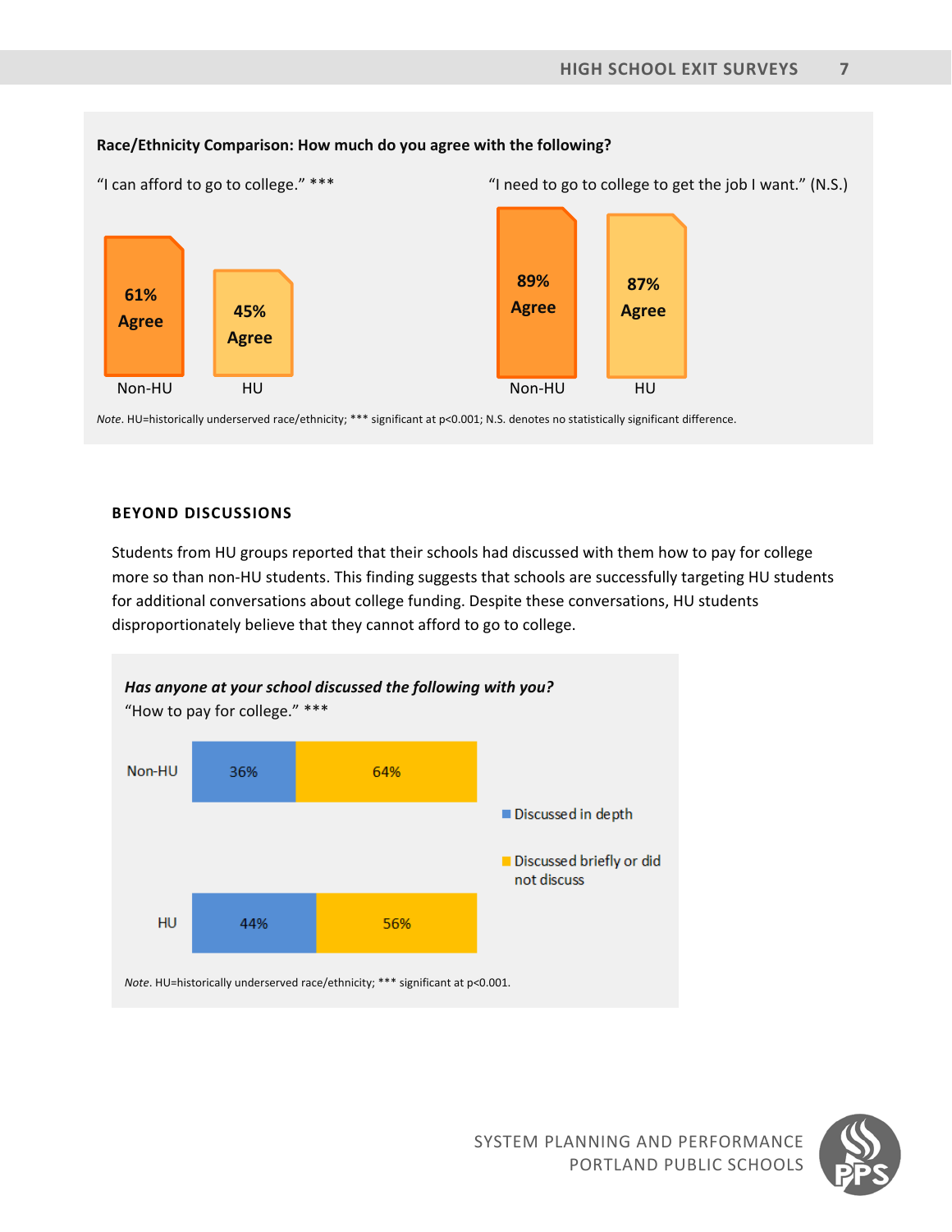**Race/Ethnicity Comparison: How much do you agree with the following?**

"I can afford to go to college." ***

61% Agree
Non-HU

45% Agree
HU

"I need to go to college to get the job I want." (N.S.)

89% Agree
Non-HU

87% Agree
HU

*Note*. HU=historically underserved race/ethnicity; *** significant at p<0.001; N.S. denotes no statistically significant difference.

## BEYOND DISCUSSIONS

Students from HU groups reported that their schools had discussed with them how to pay for college more so than non-HU students. This finding suggests that schools are successfully targeting HU students for additional conversations about college funding. Despite these conversations, HU students disproportionately believe that they cannot afford to go to college.

***Has anyone at your school discussed the following with you?***

"How to pay for college." ***

Non-HU
36%
64%

HU
44%
56%

Discussed in depth

Discussed briefly or did not discuss

*Note*. HU=historically underserved race/ethnicity; *** significant at p<0.001.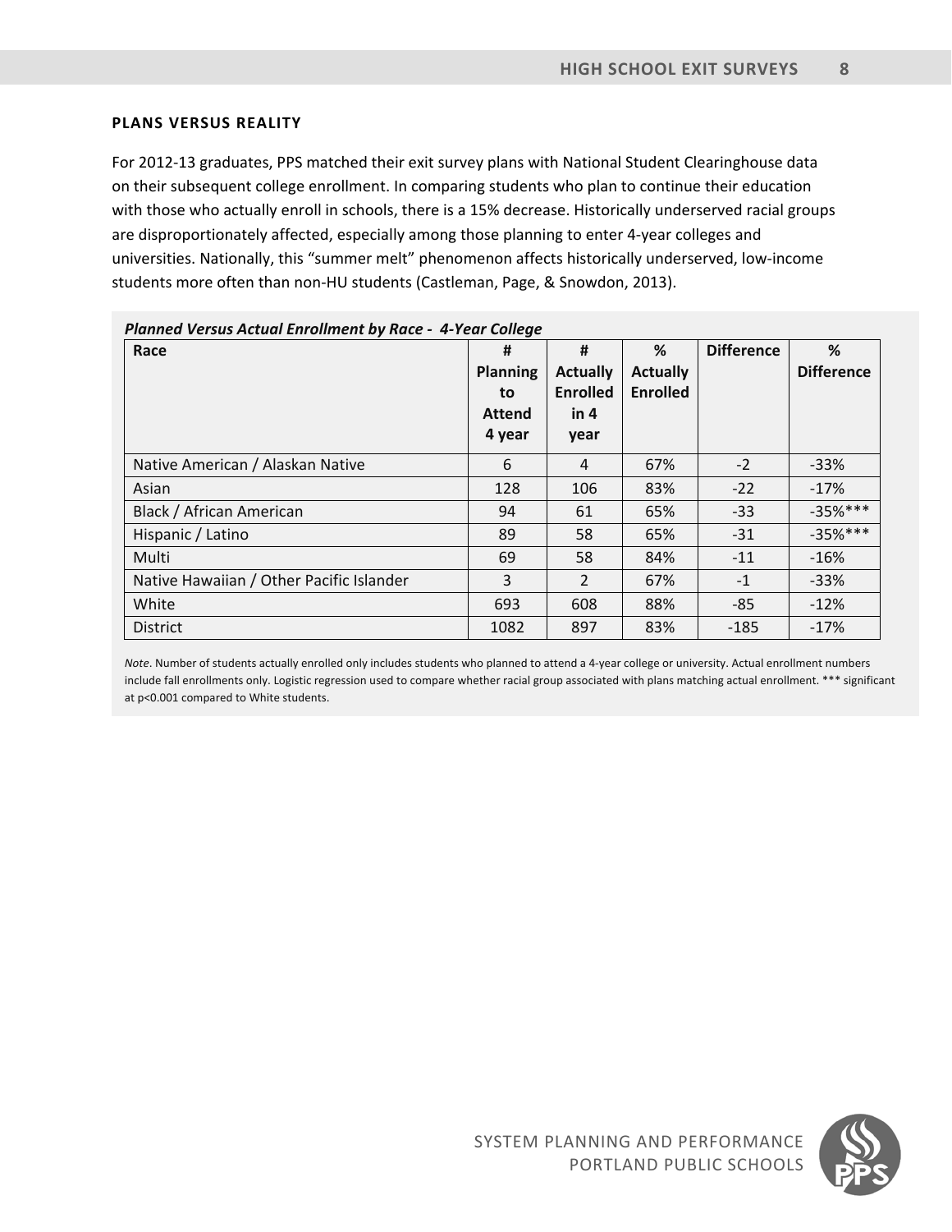### PLANS VERSUS REALITY

For 2012-13 graduates, PPS matched their exit survey plans with National Student Clearinghouse data on their subsequent college enrollment. In comparing students who plan to continue their education with those who actually enroll in schools, there is a 15% decrease. Historically underserved racial groups are disproportionately affected, especially among those planning to enter 4-year colleges and universities. Nationally, this "summer melt" phenomenon affects historically underserved, low-income students more often than non-HU students (Castleman, Page, & Snowdon, 2013).

***Planned Versus Actual Enrollment by Race - 4-Year College***

| Race | # Planning to Attend 4 year | # Actually Enrolled in 4 year | % Actually Enrolled | Difference | % Difference |
|---|---|---|---|---|---|
| Native American / Alaskan Native | 6 | 4 | 67% | -2 | -33% |
| Asian | 128 | 106 | 83% | -22 | -17% |
| Black / African American | 94 | 61 | 65% | -33 | -35%*** |
| Hispanic / Latino | 89 | 58 | 65% | -31 | -35%*** |
| Multi | 69 | 58 | 84% | -11 | -16% |
| Native Hawaiian / Other Pacific Islander | 3 | 2 | 67% | -1 | -33% |
| White | 693 | 608 | 88% | -85 | -12% |
| District | 1082 | 897 | 83% | -185 | -17% |

*Note*. Number of students actually enrolled only includes students who planned to attend a 4-year college or university. Actual enrollment numbers include fall enrollments only. Logistic regression used to compare whether racial group associated with plans matching actual enrollment. *** significant at $p<0.001$ compared to White students.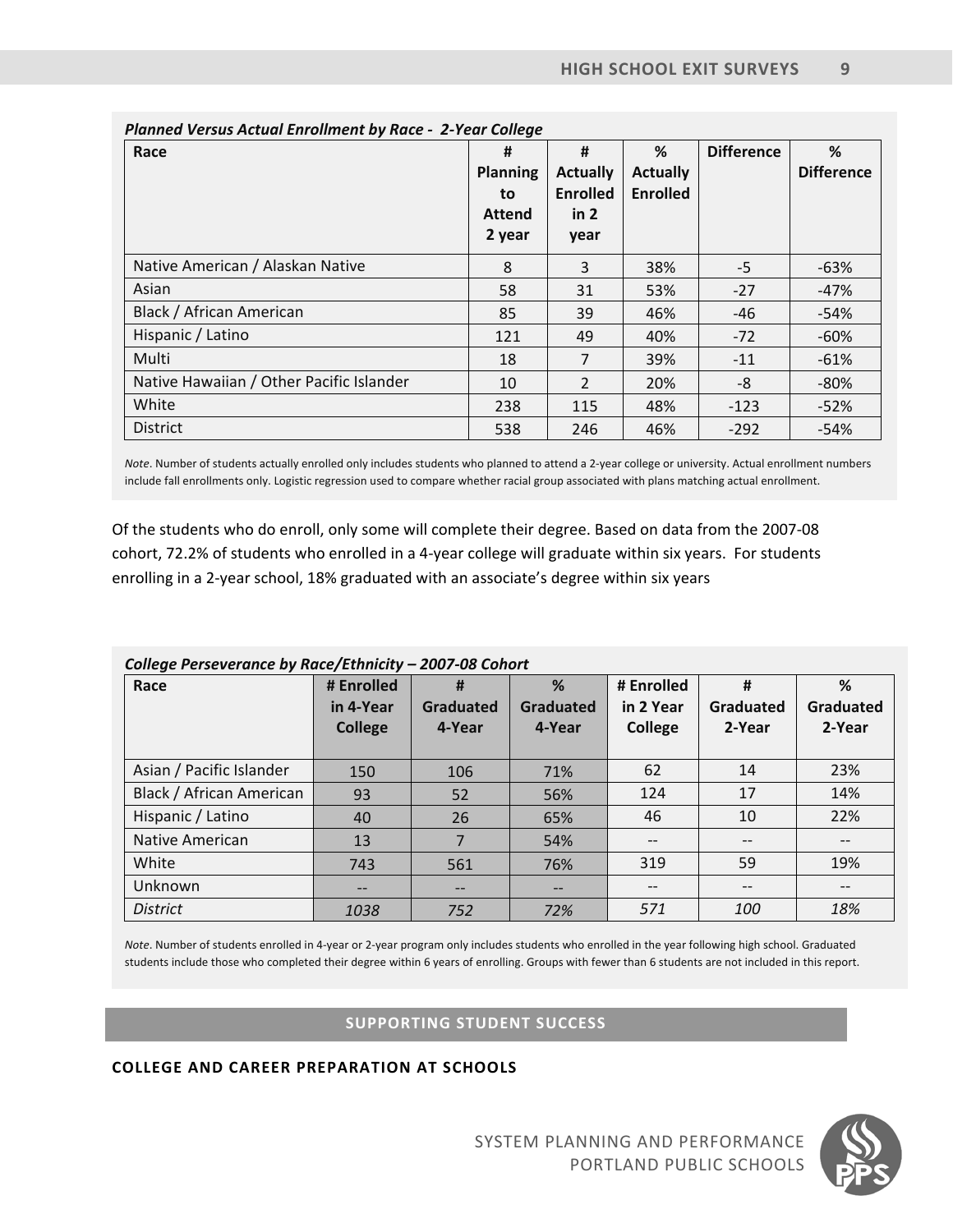*Planned Versus Actual Enrollment by Race - 2-Year College*

| Race | # Planning to Attend 2 year | # Actually Enrolled in 2 year | % Actually Enrolled | Difference | % Difference |
|---|---|---|---|---|---|
| Native American / Alaskan Native | 8 | 3 | 38% | -5 | -63% |
| Asian | 58 | 31 | 53% | -27 | -47% |
| Black / African American | 85 | 39 | 46% | -46 | -54% |
| Hispanic / Latino | 121 | 49 | 40% | -72 | -60% |
| Multi | 18 | 7 | 39% | -11 | -61% |
| Native Hawaiian / Other Pacific Islander | 10 | 2 | 20% | -8 | -80% |
| White | 238 | 115 | 48% | -123 | -52% |
| District | 538 | 246 | 46% | -292 | -54% |

*Note*. Number of students actually enrolled only includes students who planned to attend a 2-year college or university. Actual enrollment numbers include fall enrollments only. Logistic regression used to compare whether racial group associated with plans matching actual enrollment.

Of the students who do enroll, only some will complete their degree. Based on data from the 2007-08 cohort, 72.2% of students who enrolled in a 4-year college will graduate within six years. For students enrolling in a 2-year school, 18% graduated with an associate's degree within six years

*College Perseverance by Race/Ethnicity – 2007-08 Cohort*

| Race | # Enrolled in 4-Year College | # Graduated 4-Year | % Graduated 4-Year | # Enrolled in 2 Year College | # Graduated 2-Year | % Graduated 2-Year |
|---|---|---|---|---|---|---|
| Asian / Pacific Islander | 150 | 106 | 71% | 62 | 14 | 23% |
| Black / African American | 93 | 52 | 56% | 124 | 17 | 14% |
| Hispanic / Latino | 40 | 26 | 65% | 46 | 10 | 22% |
| Native American | 13 | 7 | 54% | -- | -- | -- |
| White | 743 | 561 | 76% | 319 | 59 | 19% |
| Unknown | -- | -- | -- | -- | -- | -- |
| *District* | *1038* | *752* | *72%* | *571* | *100* | *18%* |

*Note*. Number of students enrolled in 4-year or 2-year program only includes students who enrolled in the year following high school. Graduated students include those who completed their degree within 6 years of enrolling. Groups with fewer than 6 students are not included in this report.

## SUPPORTING STUDENT SUCCESS

### COLLEGE AND CAREER PREPARATION AT SCHOOLS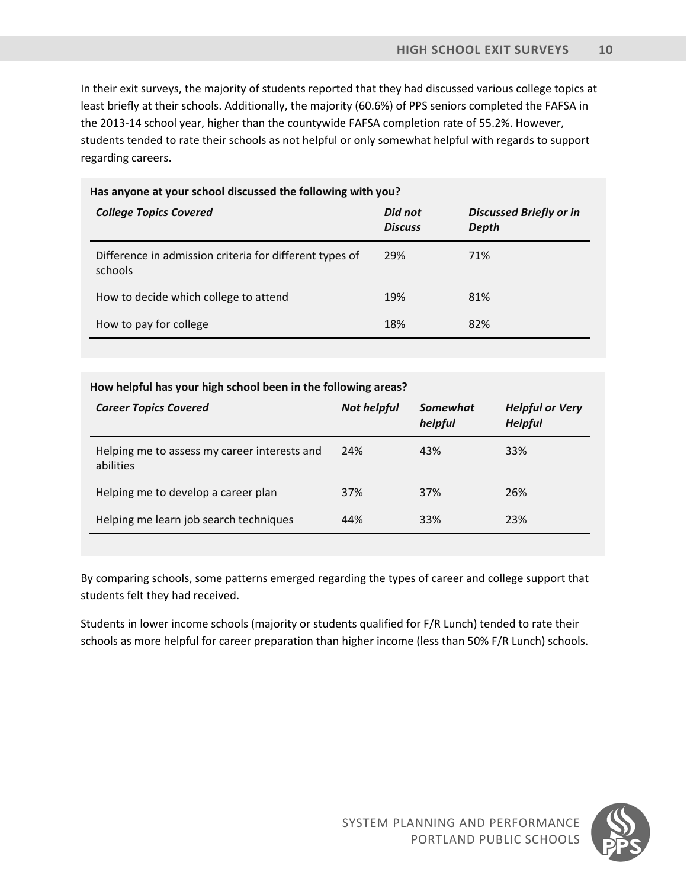In their exit surveys, the majority of students reported that they had discussed various college topics at least briefly at their schools. Additionally, the majority (60.6%) of PPS seniors completed the FAFSA in the 2013-14 school year, higher than the countywide FAFSA completion rate of 55.2%. However, students tended to rate their schools as not helpful or only somewhat helpful with regards to support regarding careers.

**Has anyone at your school discussed the following with you?**

| *College Topics Covered* | *Did not Discuss* | *Discussed Briefly or in Depth* |
|---|---|---|
| Difference in admission criteria for different types of schools | 29% | 71% |
| How to decide which college to attend | 19% | 81% |
| How to pay for college | 18% | 82% |

**How helpful has your high school been in the following areas?**

| *Career Topics Covered* | *Not helpful* | *Somewhat helpful* | *Helpful or Very Helpful* |
|---|---|---|---|
| Helping me to assess my career interests and abilities | 24% | 43% | 33% |
| Helping me to develop a career plan | 37% | 37% | 26% |
| Helping me learn job search techniques | 44% | 33% | 23% |

By comparing schools, some patterns emerged regarding the types of career and college support that students felt they had received.

Students in lower income schools (majority or students qualified for F/R Lunch) tended to rate their schools as more helpful for career preparation than higher income (less than 50% F/R Lunch) schools.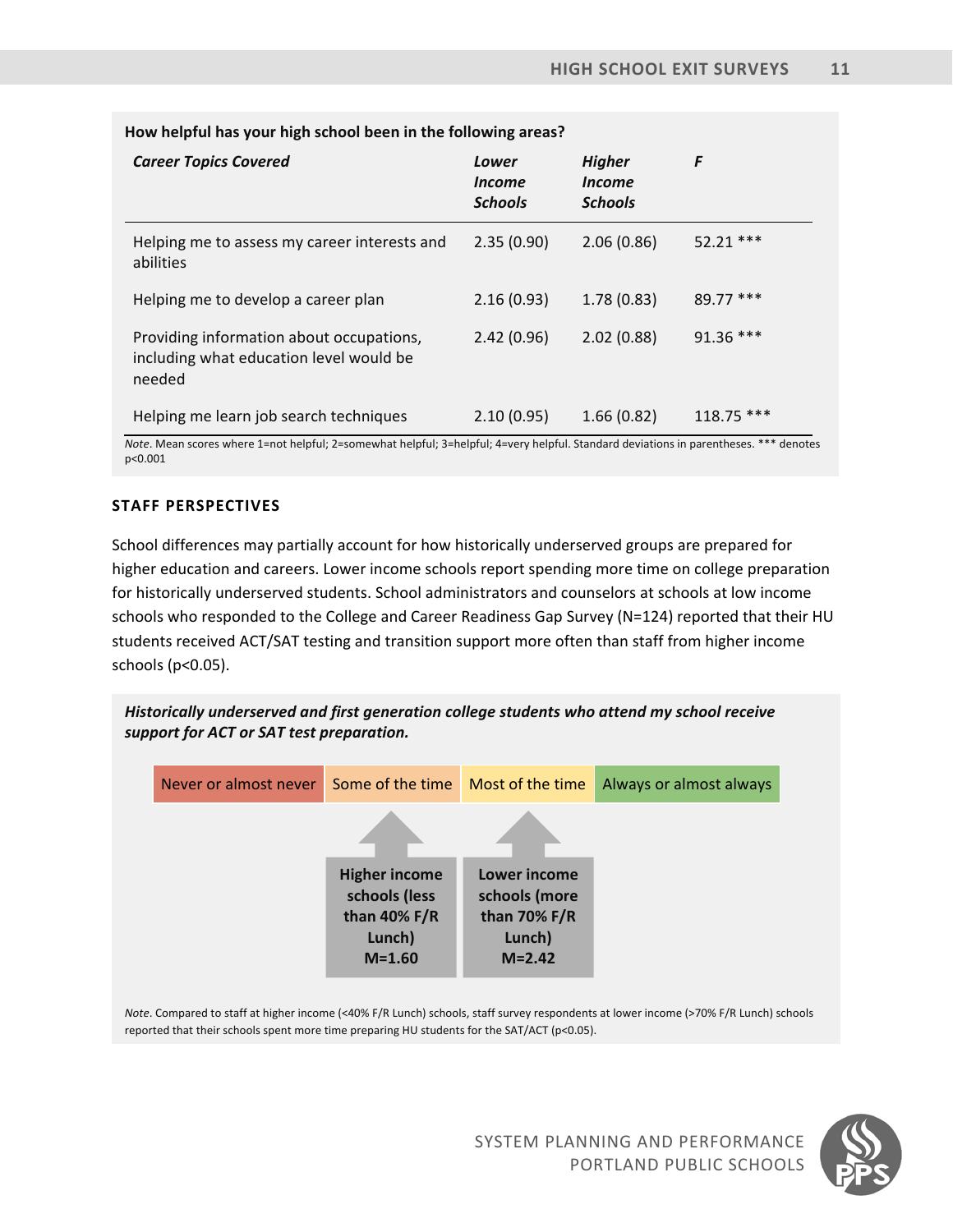**How helpful has your high school been in the following areas?**

| *Career Topics Covered* | *Lower Income Schools* | *Higher Income Schools* | *F* |
|---|---|---|---|
| Helping me to assess my career interests and abilities | 2.35 (0.90) | 2.06 (0.86) | 52.21 *** |
| Helping me to develop a career plan | 2.16 (0.93) | 1.78 (0.83) | 89.77 *** |
| Providing information about occupations, including what education level would be needed | 2.42 (0.96) | 2.02 (0.88) | 91.36 *** |
| Helping me learn job search techniques | 2.10 (0.95) | 1.66 (0.82) | 118.75 *** |

*Note*. Mean scores where 1=not helpful; 2=somewhat helpful; 3=helpful; 4=very helpful. Standard deviations in parentheses. *** denotes $p<0.001$

### STAFF PERSPECTIVES

School differences may partially account for how historically underserved groups are prepared for higher education and careers. Lower income schools report spending more time on college preparation for historically underserved students. School administrators and counselors at schools at low income schools who responded to the College and Career Readiness Gap Survey (N=124) reported that their HU students received ACT/SAT testing and transition support more often than staff from higher income schools ($p<0.05$).

***Historically underserved and first generation college students who attend my school receive support for ACT or SAT test preparation.***

Never or almost never
Some of the time
Most of the time
Always or almost always

Higher income schools (less than 40% F/R Lunch) M=1.60

Lower income schools (more than 70% F/R Lunch) M=2.42

*Note*. Compared to staff at higher income (<40% F/R Lunch) schools, staff survey respondents at lower income (>70% F/R Lunch) schools reported that their schools spent more time preparing HU students for the SAT/ACT ($p<0.05$).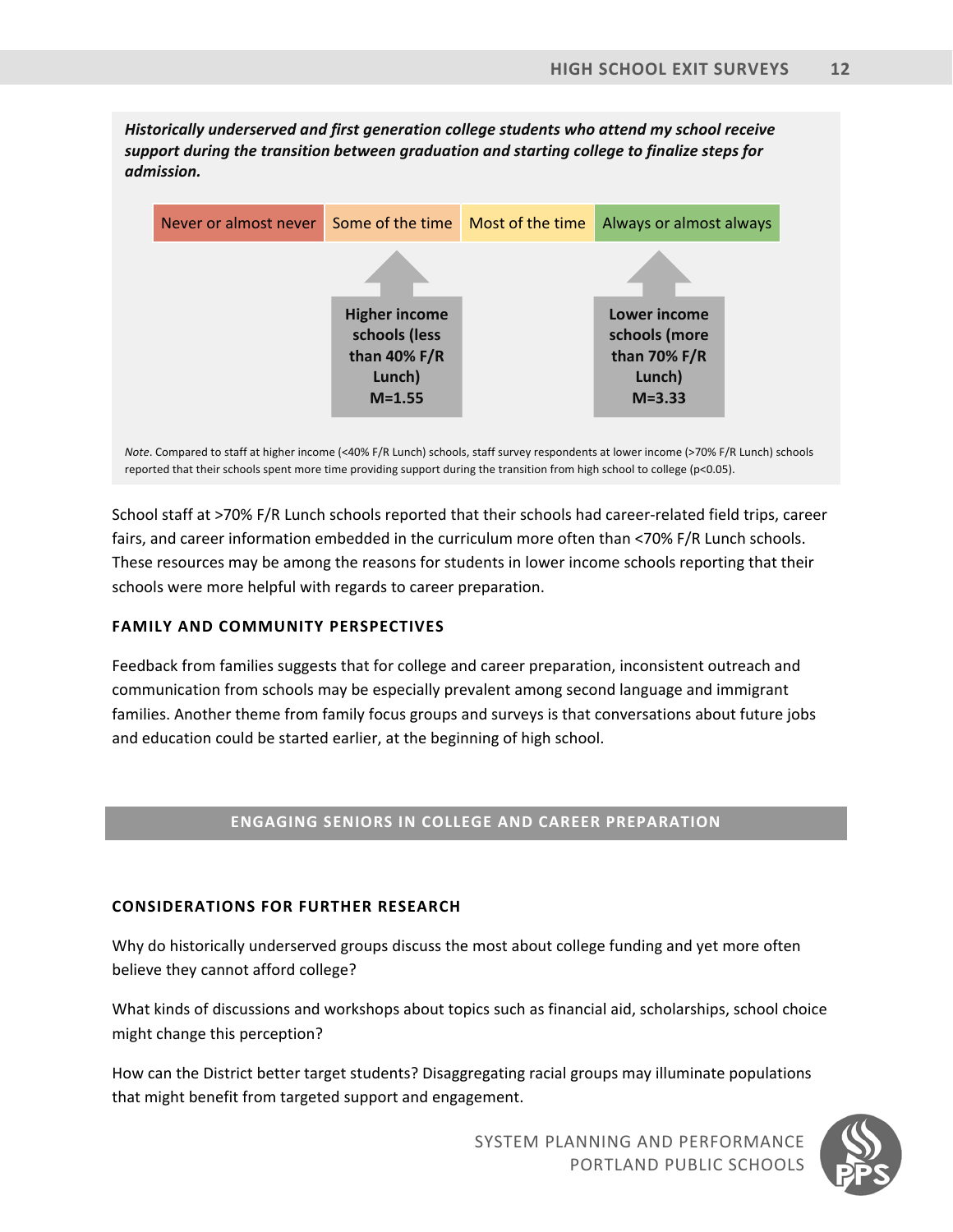***Historically underserved and first generation college students who attend my school receive support during the transition between graduation and starting college to finalize steps for admission.***

Never or almost never | Some of the time | Most of the time | Always or almost always

Higher income schools (less than 40% F/R Lunch) M=1.55

Lower income schools (more than 70% F/R Lunch) M=3.33

*Note*. Compared to staff at higher income (<40% F/R Lunch) schools, staff survey respondents at lower income (>70% F/R Lunch) schools reported that their schools spent more time providing support during the transition from high school to college ($p<0.05$).

School staff at >70% F/R Lunch schools reported that their schools had career-related field trips, career fairs, and career information embedded in the curriculum more often than <70% F/R Lunch schools. These resources may be among the reasons for students in lower income schools reporting that their schools were more helpful with regards to career preparation.

### FAMILY AND COMMUNITY PERSPECTIVES

Feedback from families suggests that for college and career preparation, inconsistent outreach and communication from schools may be especially prevalent among second language and immigrant families. Another theme from family focus groups and surveys is that conversations about future jobs and education could be started earlier, at the beginning of high school.

## ENGAGING SENIORS IN COLLEGE AND CAREER PREPARATION

### CONSIDERATIONS FOR FURTHER RESEARCH

Why do historically underserved groups discuss the most about college funding and yet more often believe they cannot afford college?

What kinds of discussions and workshops about topics such as financial aid, scholarships, school choice might change this perception?

How can the District better target students? Disaggregating racial groups may illuminate populations that might benefit from targeted support and engagement.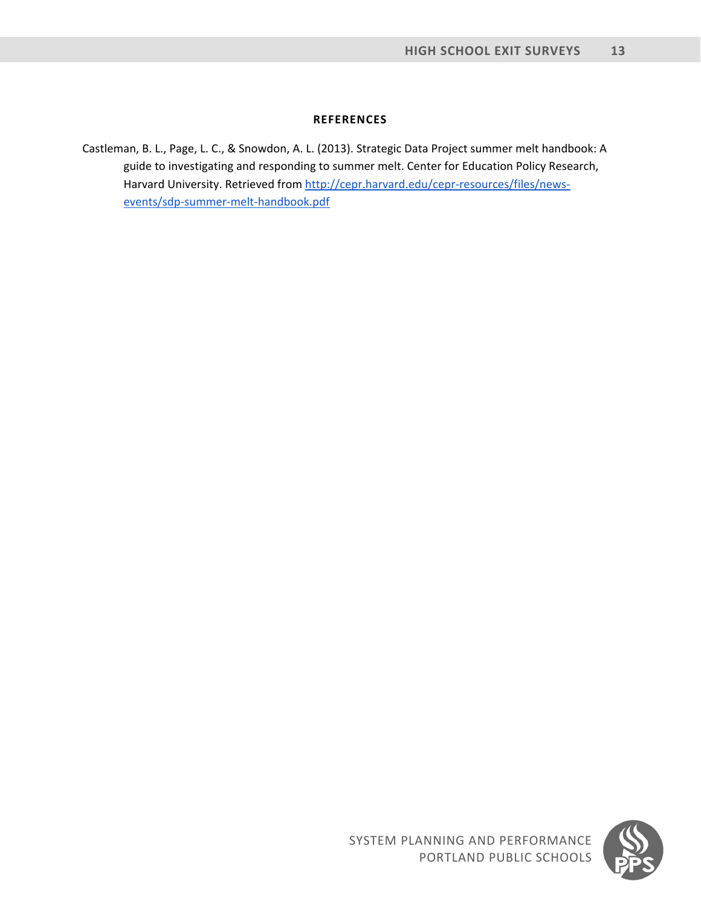## REFERENCES

Castleman, B. L., Page, L. C., & Snowdon, A. L. (2013). Strategic Data Project summer melt handbook: A guide to investigating and responding to summer melt. Center for Education Policy Research, Harvard University. Retrieved from http://cepr.harvard.edu/cepr-resources/files/news-events/sdp-summer-melt-handbook.pdf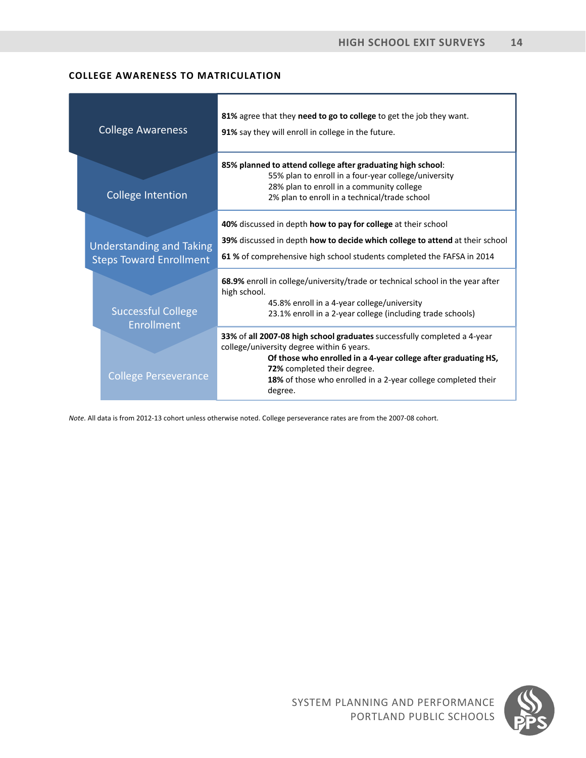### COLLEGE AWARENESS TO MATRICULATION

| | |
|---|---|
| College Awareness | **81%** agree that they **need to go to college** to get the job they want.<br>**91%** say they will enroll in college in the future. |
| College Intention | **85% planned to attend college after graduating high school**:<br>55% plan to enroll in a four-year college/university<br>28% plan to enroll in a community college<br>2% plan to enroll in a technical/trade school |
| Understanding and Taking Steps Toward Enrollment | **40%** discussed in depth **how to pay for college** at their school<br>**39%** discussed in depth **how to decide which college to attend** at their school<br>**61 %** of comprehensive high school students completed the FAFSA in 2014 |
| Successful College Enrollment | **68.9%** enroll in college/university/trade or technical school in the year after high school.<br>45.8% enroll in a 4-year college/university<br>23.1% enroll in a 2-year college (including trade schools) |
| College Perseverance | **33%** of **all 2007-08 high school graduates** successfully completed a 4-year college/university degree within 6 years.<br>**Of those who enrolled in a 4-year college after graduating HS, 72%** completed their degree.<br>**18%** of those who enrolled in a 2-year college completed their degree. |

*Note.* All data is from 2012-13 cohort unless otherwise noted. College perseverance rates are from the 2007-08 cohort.